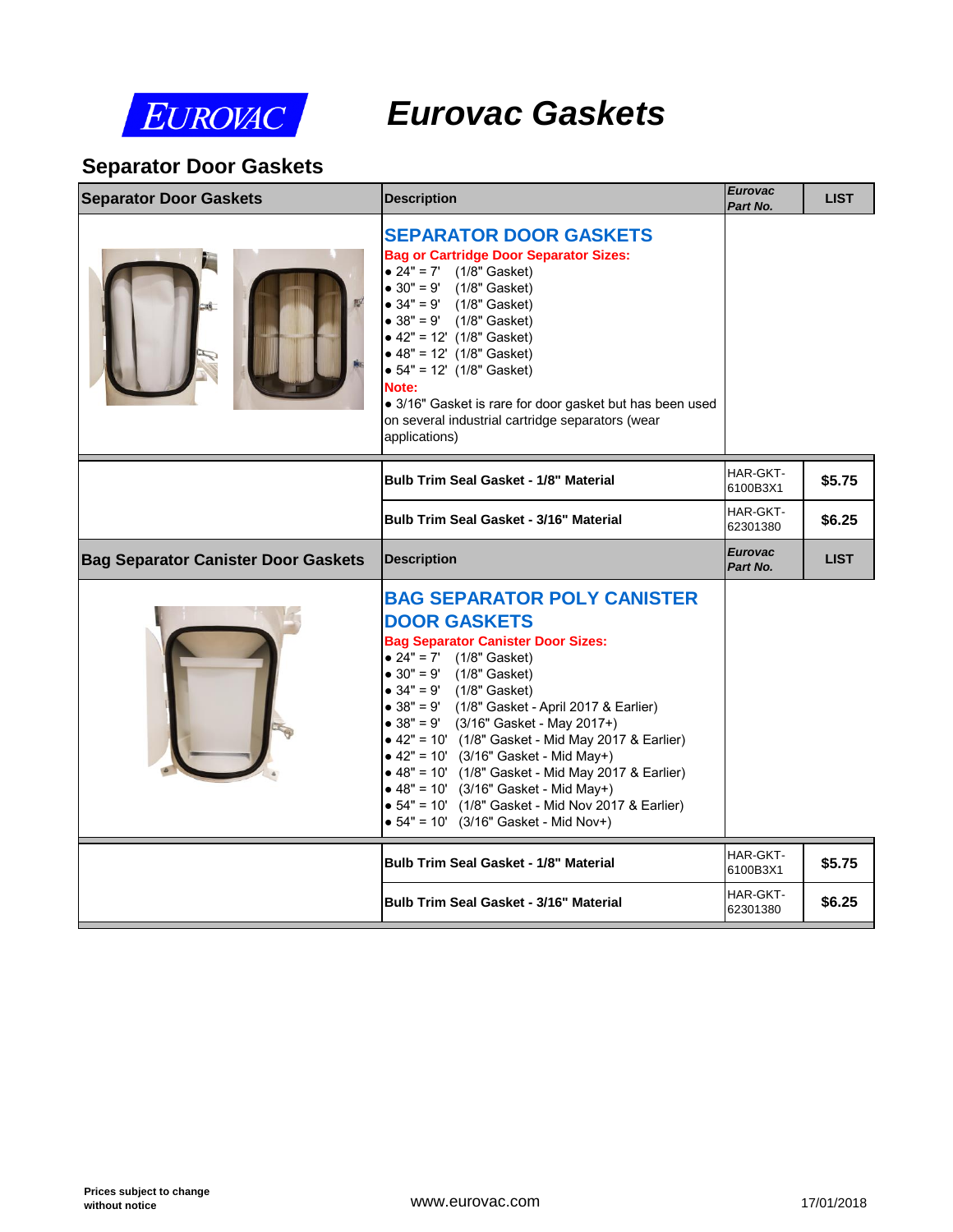# Eurovac Gaskets

## Separator Door Gaskets

| Separator Door Gaskets | Description | *Eurovac Part No.* | LIST |
|---|---|---|---|
| | **SEPARATOR DOOR GASKETS**<br>**Bag or Cartridge Door Separator Sizes:**<br>• 24" = 7' (1/8" Gasket)<br>• 30" = 9' (1/8" Gasket)<br>• 34" = 9' (1/8" Gasket)<br>• 38" = 9' (1/8" Gasket)<br>• 42" = 12' (1/8" Gasket)<br>• 48" = 12' (1/8" Gasket)<br>• 54" = 12' (1/8" Gasket)<br>**Note:**<br>• 3/16" Gasket is rare for door gasket but has been used on several industrial cartridge separators (wear applications) | | |
| | **Bulb Trim Seal Gasket - 1/8" Material** | HAR-GKT-6100B3X1 | **$5.75** |
| | **Bulb Trim Seal Gasket - 3/16" Material** | HAR-GKT-62301380 | **$6.25** |
| **Bag Separator Canister Door Gaskets** | **Description** | ***Eurovac Part No.*** | **LIST** |
| | **BAG SEPARATOR POLY CANISTER DOOR GASKETS**<br>**Bag Separator Canister Door Sizes:**<br>• 24" = 7' (1/8" Gasket)<br>• 30" = 9' (1/8" Gasket)<br>• 34" = 9' (1/8" Gasket)<br>• 38" = 9' (1/8" Gasket - April 2017 & Earlier)<br>• 38" = 9' (3/16" Gasket - May 2017+)<br>• 42" = 10' (1/8" Gasket - Mid May 2017 & Earlier)<br>• 42" = 10' (3/16" Gasket - Mid May+)<br>• 48" = 10' (1/8" Gasket - Mid May 2017 & Earlier)<br>• 48" = 10' (3/16" Gasket - Mid May+)<br>• 54" = 10' (1/8" Gasket - Mid Nov 2017 & Earlier)<br>• 54" = 10' (3/16" Gasket - Mid Nov+) | | |
| | **Bulb Trim Seal Gasket - 1/8" Material** | HAR-GKT-6100B3X1 | **$5.75** |
| | **Bulb Trim Seal Gasket - 3/16" Material** | HAR-GKT-62301380 | **$6.25** |

**Prices subject to change without notice**

www.eurovac.com

17/01/2018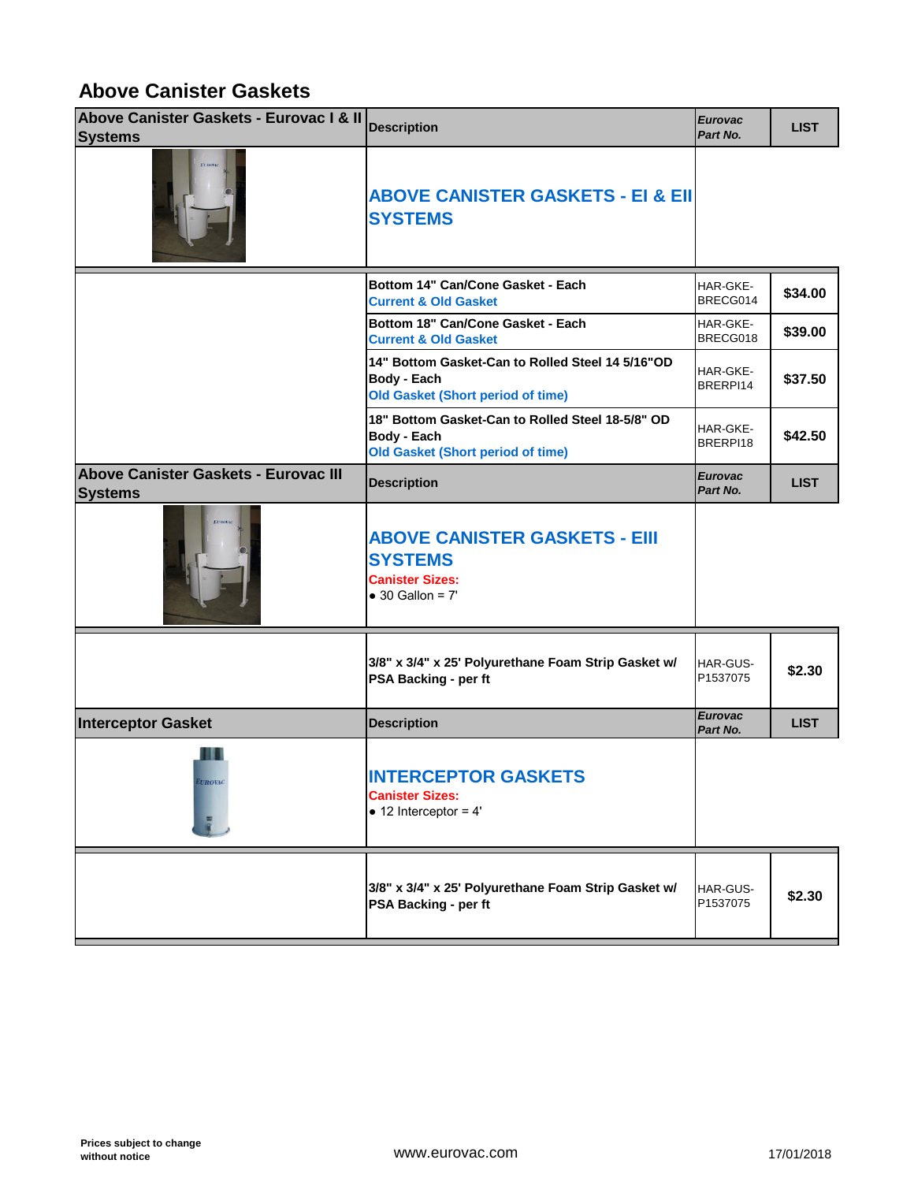# Above Canister Gaskets

| Above Canister Gaskets - Eurovac I & II Systems | Description | *Eurovac Part No.* | LIST |
|---|---|---|---|
| | **ABOVE CANISTER GASKETS - EI & EII SYSTEMS** | | |
| | **Bottom 14" Can/Cone Gasket - Each** **Current & Old Gasket** | HAR-GKE-BRECG014 | **$34.00** |
| | **Bottom 18" Can/Cone Gasket - Each** **Current & Old Gasket** | HAR-GKE-BRECG018 | **$39.00** |
| | **14" Bottom Gasket-Can to Rolled Steel 14 5/16"OD Body - Each** **Old Gasket (Short period of time)** | HAR-GKE-BRERPI14 | **$37.50** |
| | **18" Bottom Gasket-Can to Rolled Steel 18-5/8" OD Body - Each** **Old Gasket (Short period of time)** | HAR-GKE-BRERPI18 | **$42.50** |
| **Above Canister Gaskets - Eurovac III Systems** | **Description** | ***Eurovac Part No.*** | **LIST** |
| | **ABOVE CANISTER GASKETS - EIII SYSTEMS** **Canister Sizes:** ● 30 Gallon = 7' | | |
| | **3/8" x 3/4" x 25' Polyurethane Foam Strip Gasket w/ PSA Backing - per ft** | HAR-GUS-P1537075 | **$2.30** |
| **Interceptor Gasket** | **Description** | ***Eurovac Part No.*** | **LIST** |
| | **INTERCEPTOR GASKETS** **Canister Sizes:** ● 12 Interceptor = 4' | | |
| | **3/8" x 3/4" x 25' Polyurethane Foam Strip Gasket w/ PSA Backing - per ft** | HAR-GUS-P1537075 | **$2.30** |

**Prices subject to change without notice**

www.eurovac.com

17/01/2018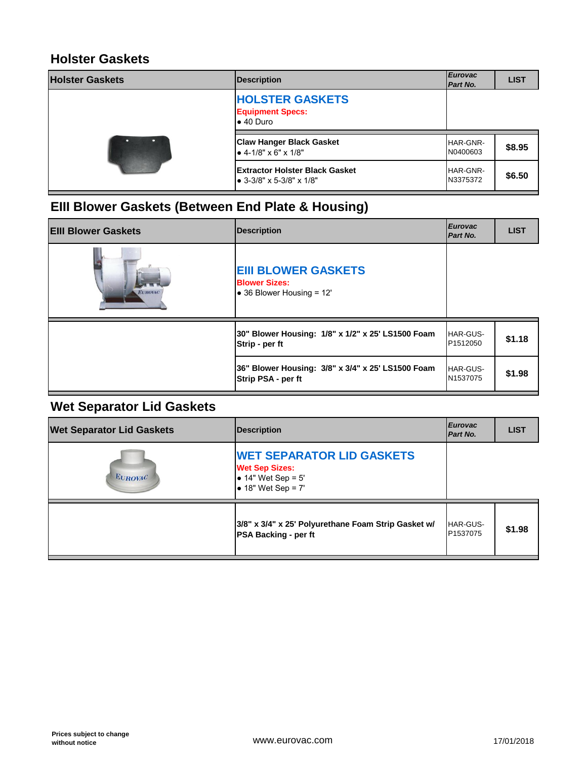## Holster Gaskets

| Holster Gaskets | Description | *Eurovac Part No.* | LIST |
|---|---|---|---|
| | **HOLSTER GASKETS**<br>**Equipment Specs:**<br>• 40 Duro | | |
| | **Claw Hanger Black Gasket**<br>• 4-1/8" x 6" x 1/8" | HAR-GNR-N0400603 | **$8.95** |
| | **Extractor Holster Black Gasket**<br>• 3-3/8" x 5-3/8" x 1/8" | HAR-GNR-N3375372 | **$6.50** |

## EIII Blower Gaskets (Between End Plate & Housing)

| EIII Blower Gaskets | Description | *Eurovac Part No.* | LIST |
|---|---|---|---|
| | **EIII BLOWER GASKETS**<br>**Blower Sizes:**<br>• 36 Blower Housing = 12' | | |
| | **30" Blower Housing: 1/8" x 1/2" x 25' LS1500 Foam Strip - per ft** | HAR-GUS-P1512050 | **$1.18** |
| | **36" Blower Housing: 3/8" x 3/4" x 25' LS1500 Foam Strip PSA - per ft** | HAR-GUS-N1537075 | **$1.98** |

## Wet Separator Lid Gaskets

| Wet Separator Lid Gaskets | Description | *Eurovac Part No.* | LIST |
|---|---|---|---|
| | **WET SEPARATOR LID GASKETS**<br>**Wet Sep Sizes:**<br>• 14" Wet Sep = 5'<br>• 18" Wet Sep = 7' | | |
| | **3/8" x 3/4" x 25' Polyurethane Foam Strip Gasket w/ PSA Backing - per ft** | HAR-GUS-P1537075 | **$1.98** |

**Prices subject to change without notice**

www.eurovac.com

17/01/2018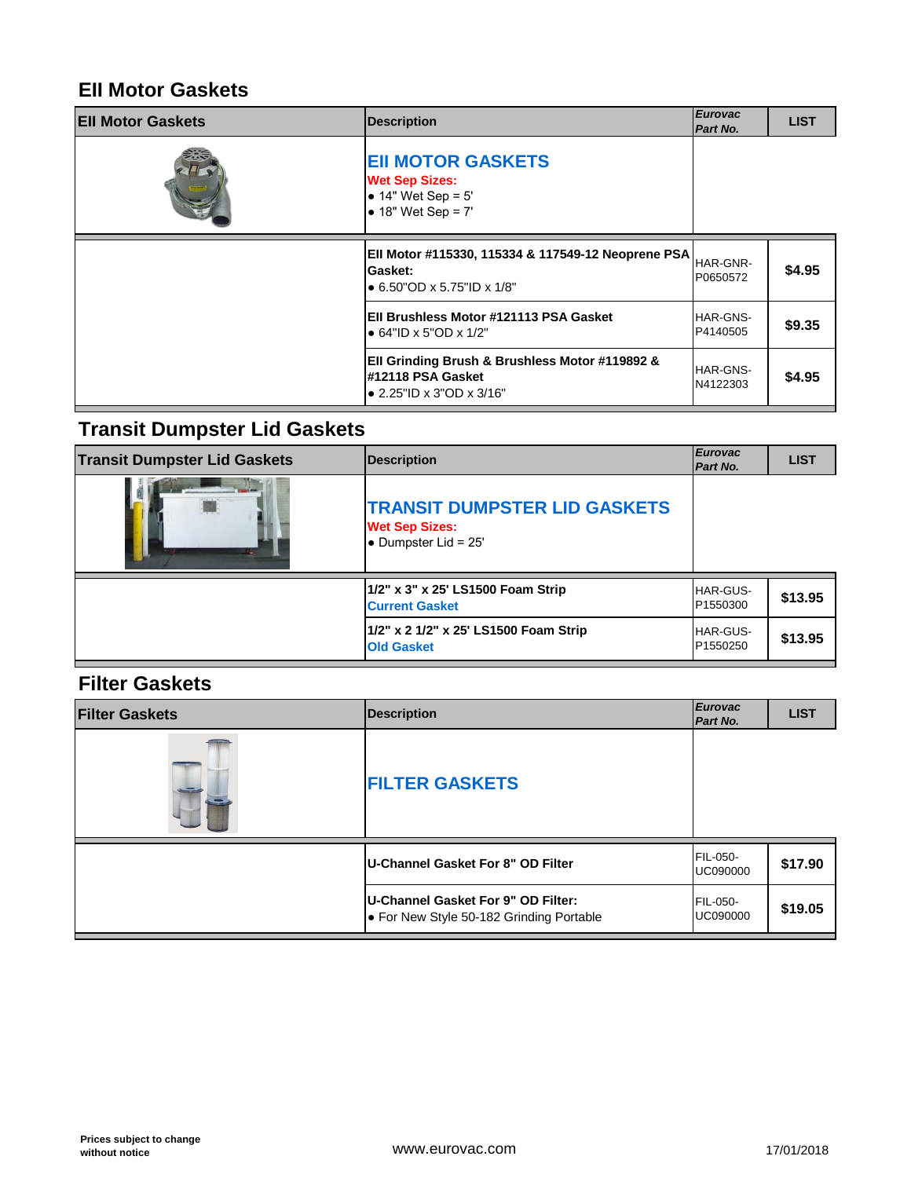## EII Motor Gaskets

| EII Motor Gaskets | Description | *Eurovac Part No.* | LIST |
|---|---|---|---|
| | **EII MOTOR GASKETS**<br>**Wet Sep Sizes:**<br>• 14" Wet Sep = 5'<br>• 18" Wet Sep = 7' | | |
| | **EII Motor #115330, 115334 & 117549-12 Neoprene PSA Gasket:**<br>• 6.50"OD x 5.75"ID x 1/8" | HAR-GNR-P0650572 | **$4.95** |
| | **EII Brushless Motor #121113 PSA Gasket**<br>• 64"ID x 5"OD x 1/2" | HAR-GNS-P4140505 | **$9.35** |
| | **EII Grinding Brush & Brushless Motor #119892 & #12118 PSA Gasket**<br>• 2.25"ID x 3"OD x 3/16" | HAR-GNS-N4122303 | **$4.95** |

## Transit Dumpster Lid Gaskets

| Transit Dumpster Lid Gaskets | Description | *Eurovac Part No.* | LIST |
|---|---|---|---|
| | **TRANSIT DUMPSTER LID GASKETS**<br>**Wet Sep Sizes:**<br>• Dumpster Lid = 25' | | |
| | **1/2" x 3" x 25' LS1500 Foam Strip**<br>**Current Gasket** | HAR-GUS-P1550300 | **$13.95** |
| | **1/2" x 2 1/2" x 25' LS1500 Foam Strip**<br>**Old Gasket** | HAR-GUS-P1550250 | **$13.95** |

## Filter Gaskets

| Filter Gaskets | Description | *Eurovac Part No.* | LIST |
|---|---|---|---|
| | **FILTER GASKETS** | | |
| | **U-Channel Gasket For 8" OD Filter** | FIL-050-UC090000 | **$17.90** |
| | **U-Channel Gasket For 9" OD Filter:**<br>• For New Style 50-182 Grinding Portable | FIL-050-UC090000 | **$19.05** |

**Prices subject to change without notice**

www.eurovac.com

17/01/2018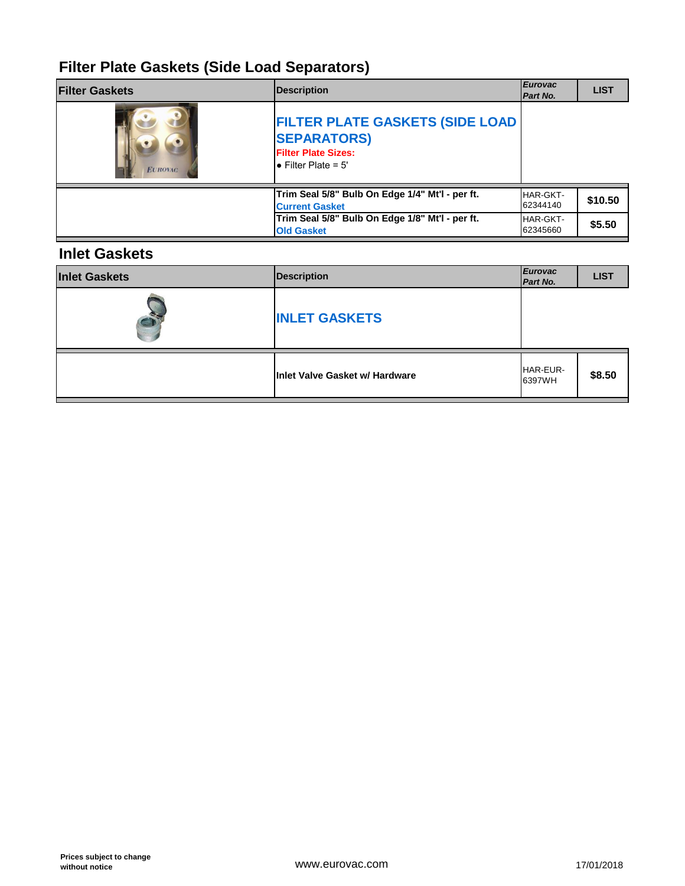## Filter Plate Gaskets (Side Load Separators)

| Filter Gaskets | Description | *Eurovac Part No.* | LIST |
| --- | --- | --- | --- |
| | **FILTER PLATE GASKETS (SIDE LOAD SEPARATORS)**<br>**Filter Plate Sizes:**<br>• Filter Plate = 5' | | |
| | **Trim Seal 5/8" Bulb On Edge 1/4" Mt'l - per ft.**<br>**Current Gasket** | HAR-GKT-62344140 | **$10.50** |
| | **Trim Seal 5/8" Bulb On Edge 1/8" Mt'l - per ft.**<br>**Old Gasket** | HAR-GKT-62345660 | **$5.50** |

## Inlet Gaskets

| Inlet Gaskets | Description | *Eurovac Part No.* | LIST |
| --- | --- | --- | --- |
| | **INLET GASKETS** | | |
| | **Inlet Valve Gasket w/ Hardware** | HAR-EUR-6397WH | **$8.50** |

**Prices subject to change without notice**

www.eurovac.com

17/01/2018